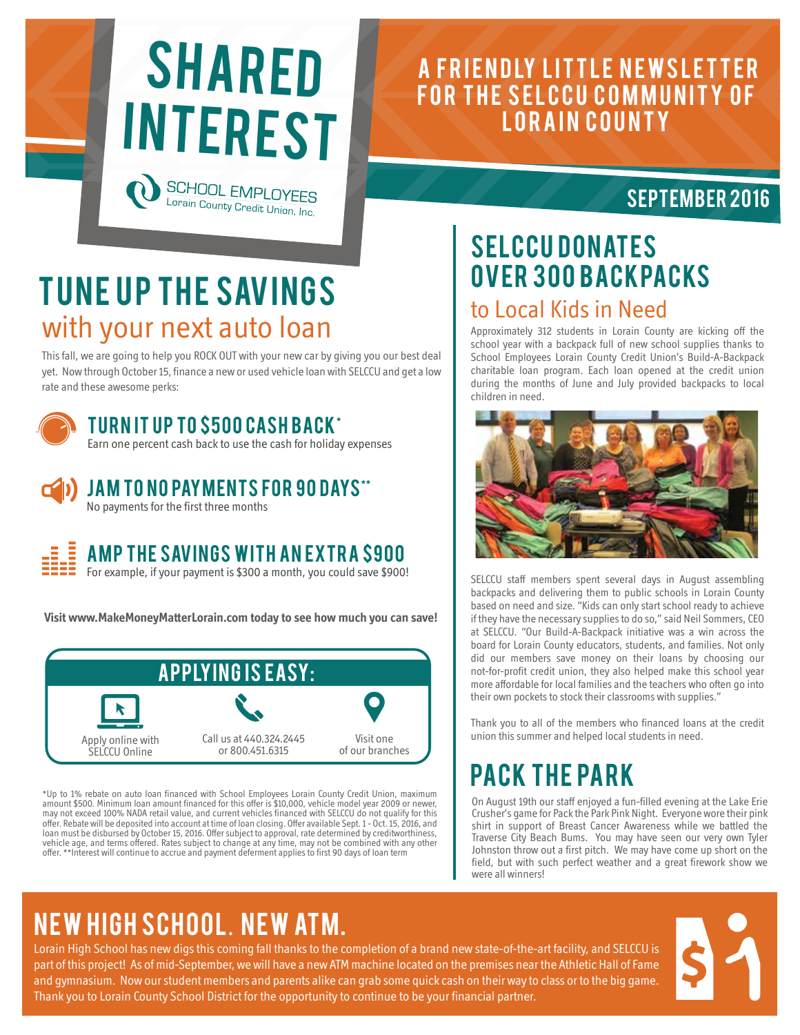# SHARED INTEREST

SCHOOL EMPLOYEES
Lorain County Credit Union, Inc.

A FRIENDLY LITTLE NEWSLETTER FOR THE SELCCU COMMUNITY OF LORAIN COUNTY

SEPTEMBER 2016

## TUNE UP THE SAVINGS
### with your next auto loan

This fall, we are going to help you ROCK OUT with your new car by giving you our best deal yet. Now through October 15, finance a new or used vehicle loan with SELCCU and get a low rate and these awesome perks:

### TURN IT UP TO $500 CASH BACK*
Earn one percent cash back to use the cash for holiday expenses

### JAM TO NO PAYMENTS FOR 90 DAYS**
No payments for the first three months

### AMP THE SAVINGS WITH AN EXTRA $900
For example, if your payment is $300 a month, you could save $900!

**Visit www.MakeMoneyMatterLorain.com today to see how much you can save!**

### APPLYING IS EASY:

- Apply online with SELCCU Online
- Call us at 440.324.2445 or 800.451.6315
- Visit one of our branches

*Up to 1% rebate on auto loan financed with School Employees Lorain County Credit Union, maximum amount $500. Minimum loan amount financed for this offer is $10,000, vehicle model year 2009 or newer, may not exceed 100% NADA retail value, and current vehicles financed with SELCCU do not qualify for this offer. Rebate will be deposited into account at time of loan closing. Offer available Sept. 1 - Oct. 15, 2016, and loan must be disbursed by October 15, 2016. Offer subject to approval, rate determined by creditworthiness, vehicle age, and terms offered. Rates subject to change at any time, may not be combined with any other offer. **Interest will continue to accrue and payment deferment applies to first 90 days of loan term

## SELCCU DONATES OVER 300 BACKPACKS
### to Local Kids in Need

Approximately 312 students in Lorain County are kicking off the school year with a backpack full of new school supplies thanks to School Employees Lorain County Credit Union's Build-A-Backpack charitable loan program. Each loan opened at the credit union during the months of June and July provided backpacks to local children in need.

SELCCU staff members spent several days in August assembling backpacks and delivering them to public schools in Lorain County based on need and size. "Kids can only start school ready to achieve if they have the necessary supplies to do so," said Neil Sommers, CEO at SELCCU. "Our Build-A-Backpack initiative was a win across the board for Lorain County educators, students, and families. Not only did our members save money on their loans by choosing our not-for-profit credit union, they also helped make this school year more affordable for local families and the teachers who often go into their own pockets to stock their classrooms with supplies."

Thank you to all of the members who financed loans at the credit union this summer and helped local students in need.

## PACK THE PARK

On August 19th our staff enjoyed a fun-filled evening at the Lake Erie Crusher's game for Pack the Park Pink Night. Everyone wore their pink shirt in support of Breast Cancer Awareness while we battled the Traverse City Beach Bums. You may have seen our very own Tyler Johnston throw out a first pitch. We may have come up short on the field, but with such perfect weather and a great firework show we were all winners!

## NEW HIGH SCHOOL. NEW ATM.

Lorain High School has new digs this coming fall thanks to the completion of a brand new state-of-the-art facility, and SELCCU is part of this project! As of mid-September, we will have a new ATM machine located on the premises near the Athletic Hall of Fame and gymnasium. Now our student members and parents alike can grab some quick cash on their way to class or to the big game. Thank you to Lorain County School District for the opportunity to continue to be your financial partner.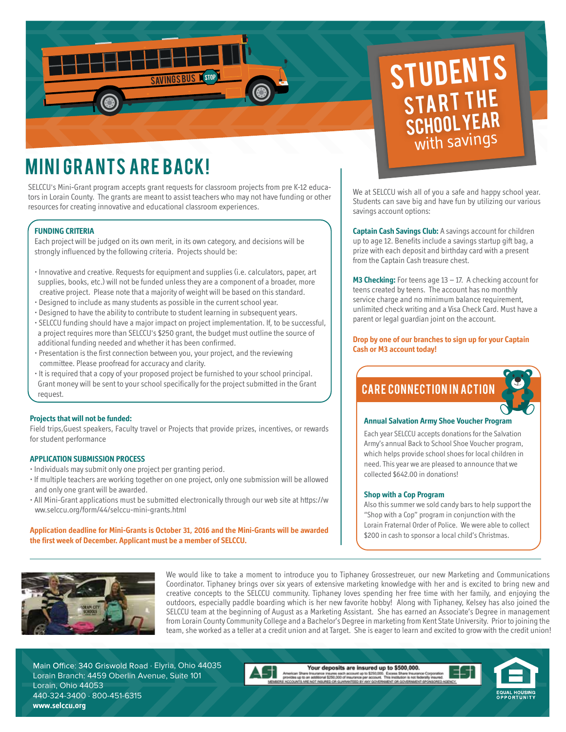# STUDENTS START THE SCHOOL YEAR with savings

## MINI GRANTS ARE BACK!

SELCCU's Mini-Grant program accepts grant requests for classroom projects from pre K-12 educators in Lorain County. The grants are meant to assist teachers who may not have funding or other resources for creating innovative and educational classroom experiences.

### FUNDING CRITERIA

Each project will be judged on its own merit, in its own category, and decisions will be strongly influenced by the following criteria. Projects should be:

- Innovative and creative. Requests for equipment and supplies (i.e. calculators, paper, art supplies, books, etc.) will not be funded unless they are a component of a broader, more creative project. Please note that a majority of weight will be based on this standard.
- Designed to include as many students as possible in the current school year.
- Designed to have the ability to contribute to student learning in subsequent years.
- SELCCU funding should have a major impact on project implementation. If, to be successful, a project requires more than SELCCU's $250 grant, the budget must outline the source of additional funding needed and whether it has been confirmed.
- Presentation is the first connection between you, your project, and the reviewing committee. Please proofread for accuracy and clarity.
- It is required that a copy of your proposed project be furnished to your school principal. Grant money will be sent to your school specifically for the project submitted in the Grant request.

### Projects that will not be funded:

Field trips,Guest speakers, Faculty travel or Projects that provide prizes, incentives, or rewards for student performance

### APPLICATION SUBMISSION PROCESS

- Individuals may submit only one project per granting period.
- If multiple teachers are working together on one project, only one submission will be allowed and only one grant will be awarded.
- All Mini-Grant applications must be submitted electronically through our web site at https://www.selccu.org/form/44/selccu-mini-grants.html

**Application deadline for Mini-Grants is October 31, 2016 and the Mini-Grants will be awarded the first week of December. Applicant must be a member of SELCCU.**

We at SELCCU wish all of you a safe and happy school year. Students can save big and have fun by utilizing our various savings account options:

**Captain Cash Savings Club:** A savings account for children up to age 12. Benefits include a savings startup gift bag, a prize with each deposit and birthday card with a present from the Captain Cash treasure chest.

**M3 Checking:** For teens age 13 – 17. A checking account for teens created by teens. The account has no monthly service charge and no minimum balance requirement, unlimited check writing and a Visa Check Card. Must have a parent or legal guardian joint on the account.

**Drop by one of our branches to sign up for your Captain Cash or M3 account today!**

## CARE CONNECTION IN ACTION

### Annual Salvation Army Shoe Voucher Program

Each year SELCCU accepts donations for the Salvation Army's annual Back to School Shoe Voucher program, which helps provide school shoes for local children in need. This year we are pleased to announce that we collected $642.00 in donations!

### Shop with a Cop Program

Also this summer we sold candy bars to help support the "Shop with a Cop" program in conjunction with the Lorain Fraternal Order of Police. We were able to collect $200 in cash to sponsor a local child's Christmas.

We would like to take a moment to introduce you to Tiphaney Grossestreuer, our new Marketing and Communications Coordinator. Tiphaney brings over six years of extensive marketing knowledge with her and is excited to bring new and creative concepts to the SELCCU community. Tiphaney loves spending her free time with her family, and enjoying the outdoors, especially paddle boarding which is her new favorite hobby! Along with Tiphaney, Kelsey has also joined the SELCCU team at the beginning of August as a Marketing Assistant. She has earned an Associate's Degree in management from Lorain County Community College and a Bachelor's Degree in marketing from Kent State University. Prior to joining the team, she worked as a teller at a credit union and at Target. She is eager to learn and excited to grow with the credit union!

Main Office: 340 Griswold Road · Elyria, Ohio 44035
Lorain Branch: 4459 Oberlin Avenue, Suite 101
Lorain, Ohio 44053
440-324-3400 · 800-451-6315
**www.selccu.org**

Your deposits are insured up to $500,000.
American Share Insurance insures each account up to $250,000. Excess Share Insurance Corporation provides up to an additional $250,000 of insurance per account. This institution is not federally insured.
MEMBERS' ACCOUNTS ARE NOT INSURED OR GUARANTEED BY ANY GOVERNMENT OR GOVERNMENT-SPONSORED AGENCY.

EQUAL HOUSING OPPORTUNITY